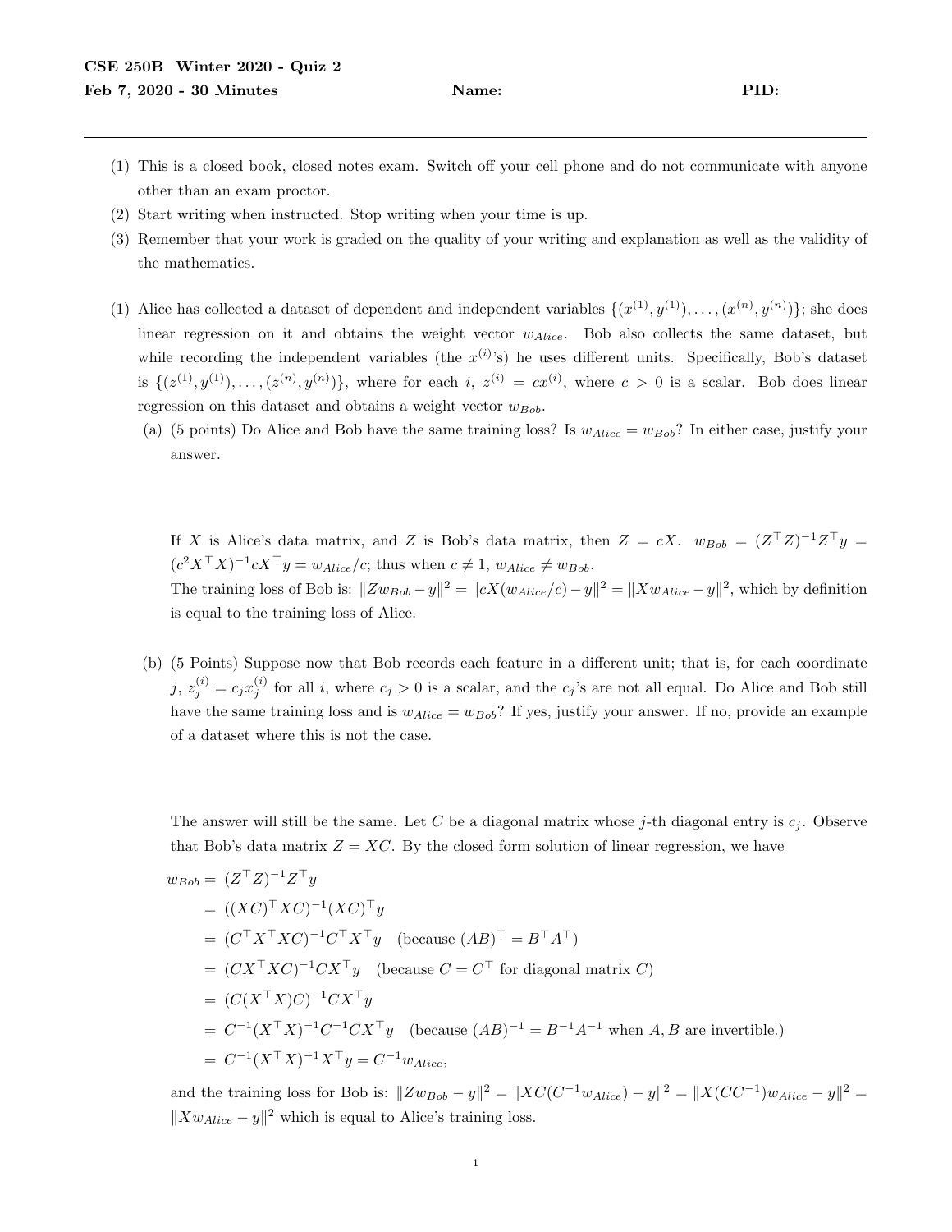**CSE 250B Winter 2020 - Quiz 2**

**Feb 7, 2020 - 30 Minutes** **Name:** **PID:**

---

(1) This is a closed book, closed notes exam. Switch off your cell phone and do not communicate with anyone other than an exam proctor.

(2) Start writing when instructed. Stop writing when your time is up.

(3) Remember that your work is graded on the quality of your writing and explanation as well as the validity of the mathematics.

(1) Alice has collected a dataset of dependent and independent variables $\{(x^{(1)}, y^{(1)}), \ldots, (x^{(n)}, y^{(n)})\}$; she does linear regression on it and obtains the weight vector $w_{Alice}$. Bob also collects the same dataset, but while recording the independent variables (the $x^{(i)}$'s) he uses different units. Specifically, Bob's dataset is $\{(z^{(1)}, y^{(1)}), \ldots, (z^{(n)}, y^{(n)})\}$, where for each $i$, $z^{(i)} = cx^{(i)}$, where $c > 0$ is a scalar. Bob does linear regression on this dataset and obtains a weight vector $w_{Bob}$.

(a) (5 points) Do Alice and Bob have the same training loss? Is $w_{Alice} = w_{Bob}$? In either case, justify your answer.

If $X$ is Alice's data matrix, and $Z$ is Bob's data matrix, then $Z = cX$. $w_{Bob} = (Z^\top Z)^{-1} Z^\top y = (c^2 X^\top X)^{-1} c X^\top y = w_{Alice}/c$; thus when $c \neq 1$, $w_{Alice} \neq w_{Bob}$.

The training loss of Bob is: $\|Zw_{Bob} - y\|^2 = \|cX(w_{Alice}/c) - y\|^2 = \|Xw_{Alice} - y\|^2$, which by definition is equal to the training loss of Alice.

(b) (5 Points) Suppose now that Bob records each feature in a different unit; that is, for each coordinate $j$, $z_j^{(i)} = c_j x_j^{(i)}$ for all $i$, where $c_j > 0$ is a scalar, and the $c_j$'s are not all equal. Do Alice and Bob still have the same training loss and is $w_{Alice} = w_{Bob}$? If yes, justify your answer. If no, provide an example of a dataset where this is not the case.

The answer will still be the same. Let $C$ be a diagonal matrix whose $j$-th diagonal entry is $c_j$. Observe that Bob's data matrix $Z = XC$. By the closed form solution of linear regression, we have

$$
\begin{aligned}
w_{Bob} &= (Z^\top Z)^{-1} Z^\top y \\
&= ((XC)^\top XC)^{-1} (XC)^\top y \\
&= (C^\top X^\top XC)^{-1} C^\top X^\top y \quad \text{(because } (AB)^\top = B^\top A^\top\text{)} \\
&= (CX^\top XC)^{-1} CX^\top y \quad \text{(because } C = C^\top \text{ for diagonal matrix } C\text{)} \\
&= (C(X^\top X)C)^{-1} CX^\top y \\
&= C^{-1}(X^\top X)^{-1} C^{-1} C X^\top y \quad \text{(because } (AB)^{-1} = B^{-1}A^{-1} \text{ when } A, B \text{ are invertible.)} \\
&= C^{-1}(X^\top X)^{-1} X^\top y = C^{-1} w_{Alice},
\end{aligned}
$$

and the training loss for Bob is: $\|Zw_{Bob} - y\|^2 = \|XC(C^{-1}w_{Alice}) - y\|^2 = \|X(CC^{-1})w_{Alice} - y\|^2 = \|Xw_{Alice} - y\|^2$ which is equal to Alice's training loss.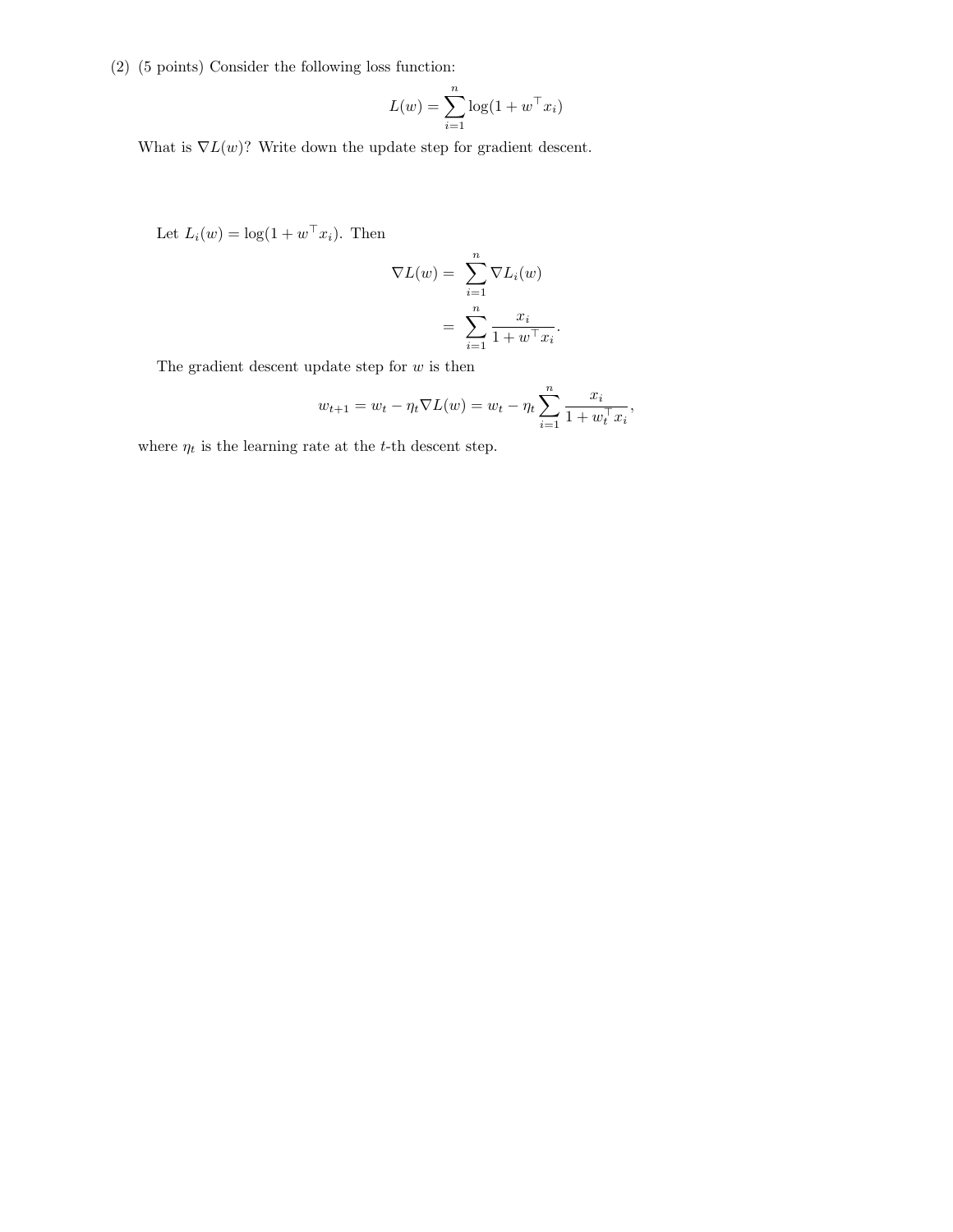(2) (5 points) Consider the following loss function:

$$L(w) = \sum_{i=1}^{n} \log(1 + w^\top x_i)$$

What is $\nabla L(w)$? Write down the update step for gradient descent.

Let $L_i(w) = \log(1 + w^\top x_i)$. Then

$$\begin{aligned} \nabla L(w) &= \sum_{i=1}^{n} \nabla L_i(w) \\ &= \sum_{i=1}^{n} \frac{x_i}{1 + w^\top x_i}. \end{aligned}$$

The gradient descent update step for $w$ is then

$$w_{t+1} = w_t - \eta_t \nabla L(w) = w_t - \eta_t \sum_{i=1}^{n} \frac{x_i}{1 + w_t^\top x_i},$$

where $\eta_t$ is the learning rate at the $t$-th descent step.